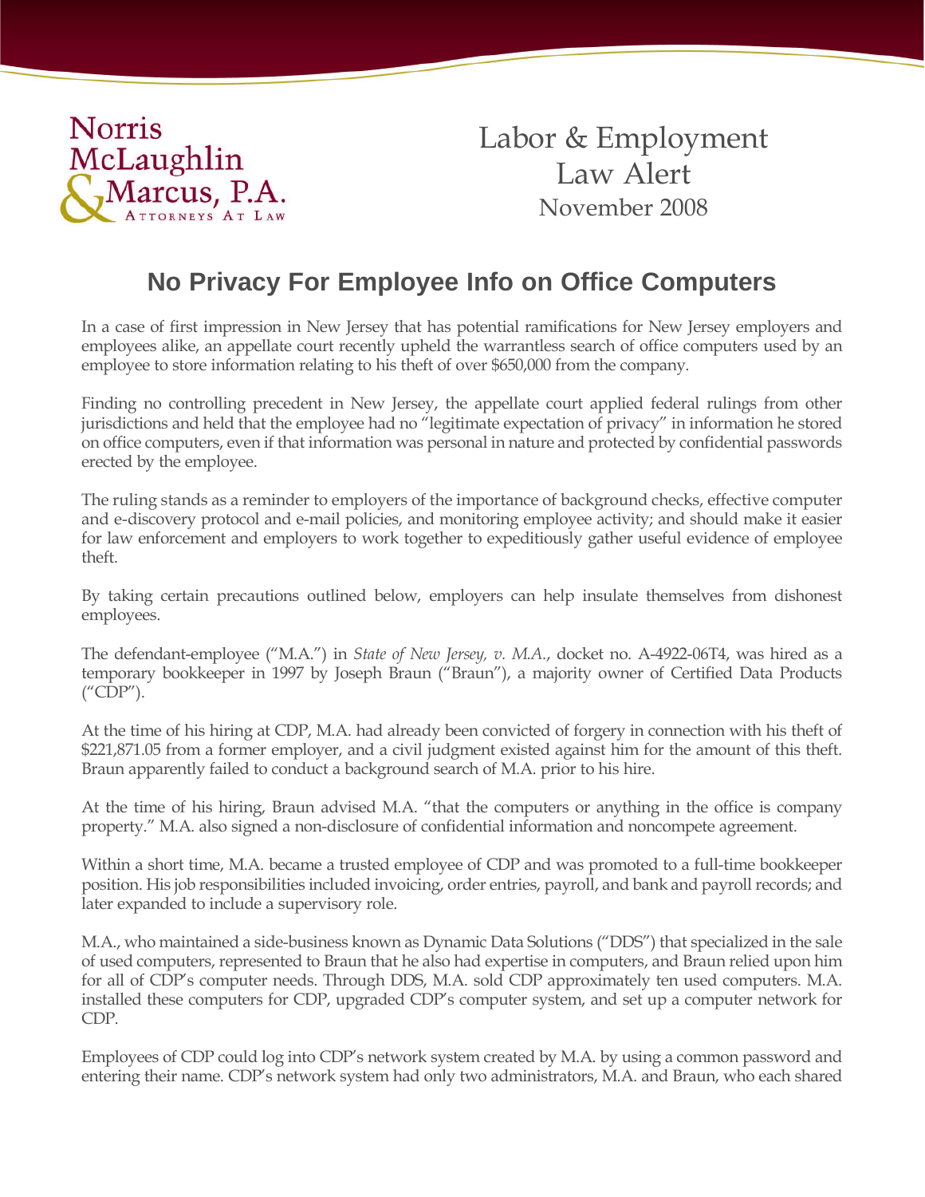Norris McLaughlin & Marcus, P.A.
Attorneys At Law

Labor & Employment
Law Alert
November 2008

# No Privacy For Employee Info on Office Computers

In a case of first impression in New Jersey that has potential ramifications for New Jersey employers and employees alike, an appellate court recently upheld the warrantless search of office computers used by an employee to store information relating to his theft of over $650,000 from the company.

Finding no controlling precedent in New Jersey, the appellate court applied federal rulings from other jurisdictions and held that the employee had no "legitimate expectation of privacy" in information he stored on office computers, even if that information was personal in nature and protected by confidential passwords erected by the employee.

The ruling stands as a reminder to employers of the importance of background checks, effective computer and e-discovery protocol and e-mail policies, and monitoring employee activity; and should make it easier for law enforcement and employers to work together to expeditiously gather useful evidence of employee theft.

By taking certain precautions outlined below, employers can help insulate themselves from dishonest employees.

The defendant-employee ("M.A.") in *State of New Jersey, v. M.A.*, docket no. A-4922-06T4, was hired as a temporary bookkeeper in 1997 by Joseph Braun ("Braun"), a majority owner of Certified Data Products ("CDP").

At the time of his hiring at CDP, M.A. had already been convicted of forgery in connection with his theft of $221,871.05 from a former employer, and a civil judgment existed against him for the amount of this theft. Braun apparently failed to conduct a background search of M.A. prior to his hire.

At the time of his hiring, Braun advised M.A. "that the computers or anything in the office is company property." M.A. also signed a non-disclosure of confidential information and noncompete agreement.

Within a short time, M.A. became a trusted employee of CDP and was promoted to a full-time bookkeeper position. His job responsibilities included invoicing, order entries, payroll, and bank and payroll records; and later expanded to include a supervisory role.

M.A., who maintained a side-business known as Dynamic Data Solutions ("DDS") that specialized in the sale of used computers, represented to Braun that he also had expertise in computers, and Braun relied upon him for all of CDP's computer needs. Through DDS, M.A. sold CDP approximately ten used computers. M.A. installed these computers for CDP, upgraded CDP's computer system, and set up a computer network for CDP.

Employees of CDP could log into CDP's network system created by M.A. by using a common password and entering their name. CDP's network system had only two administrators, M.A. and Braun, who each shared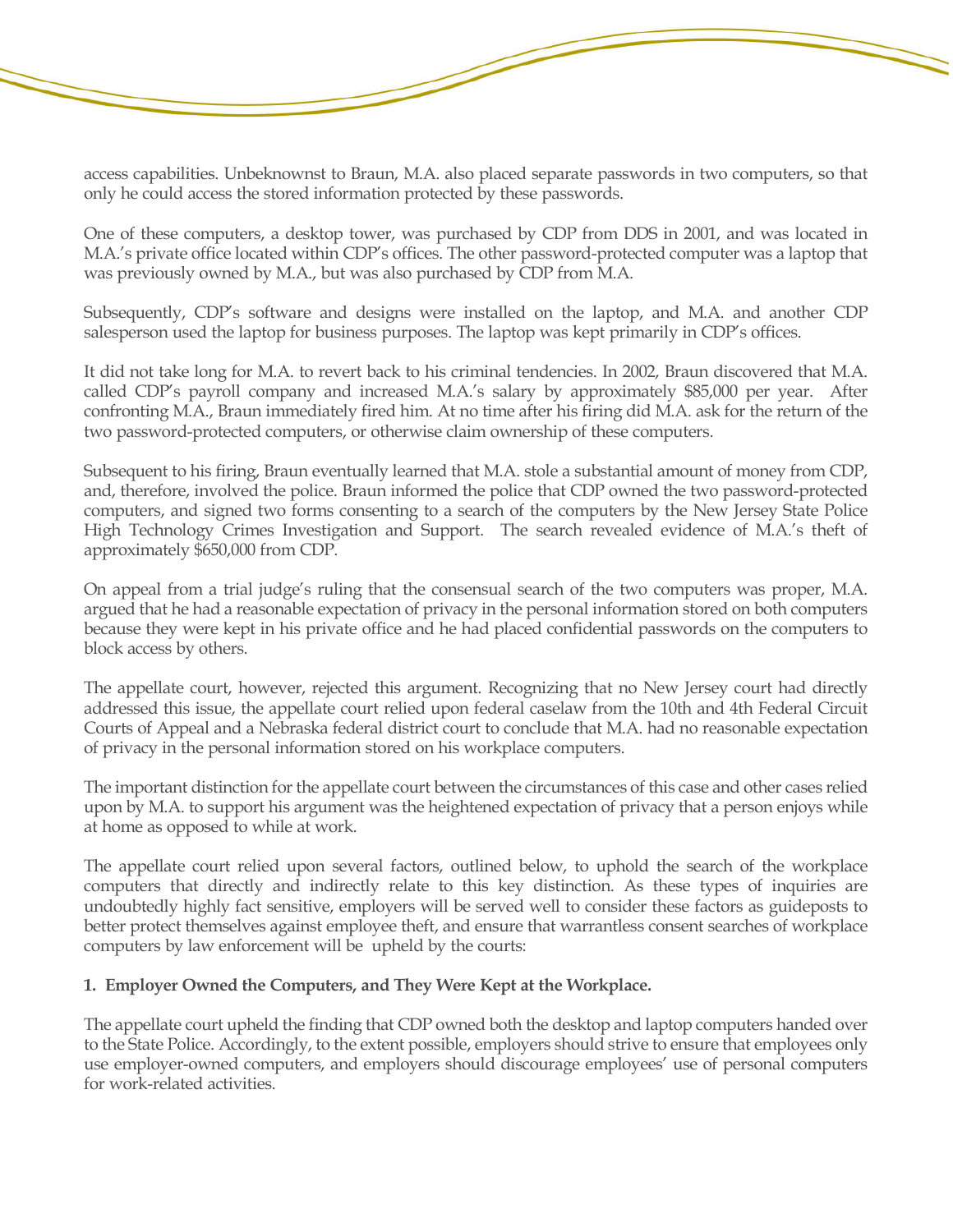access capabilities. Unbeknownst to Braun, M.A. also placed separate passwords in two computers, so that only he could access the stored information protected by these passwords.

One of these computers, a desktop tower, was purchased by CDP from DDS in 2001, and was located in M.A.'s private office located within CDP's offices. The other password-protected computer was a laptop that was previously owned by M.A., but was also purchased by CDP from M.A.

Subsequently, CDP's software and designs were installed on the laptop, and M.A. and another CDP salesperson used the laptop for business purposes. The laptop was kept primarily in CDP's offices.

It did not take long for M.A. to revert back to his criminal tendencies. In 2002, Braun discovered that M.A. called CDP's payroll company and increased M.A.'s salary by approximately $85,000 per year. After confronting M.A., Braun immediately fired him. At no time after his firing did M.A. ask for the return of the two password-protected computers, or otherwise claim ownership of these computers.

Subsequent to his firing, Braun eventually learned that M.A. stole a substantial amount of money from CDP, and, therefore, involved the police. Braun informed the police that CDP owned the two password-protected computers, and signed two forms consenting to a search of the computers by the New Jersey State Police High Technology Crimes Investigation and Support. The search revealed evidence of M.A.'s theft of approximately $650,000 from CDP.

On appeal from a trial judge's ruling that the consensual search of the two computers was proper, M.A. argued that he had a reasonable expectation of privacy in the personal information stored on both computers because they were kept in his private office and he had placed confidential passwords on the computers to block access by others.

The appellate court, however, rejected this argument. Recognizing that no New Jersey court had directly addressed this issue, the appellate court relied upon federal caselaw from the 10th and 4th Federal Circuit Courts of Appeal and a Nebraska federal district court to conclude that M.A. had no reasonable expectation of privacy in the personal information stored on his workplace computers.

The important distinction for the appellate court between the circumstances of this case and other cases relied upon by M.A. to support his argument was the heightened expectation of privacy that a person enjoys while at home as opposed to while at work.

The appellate court relied upon several factors, outlined below, to uphold the search of the workplace computers that directly and indirectly relate to this key distinction. As these types of inquiries are undoubtedly highly fact sensitive, employers will be served well to consider these factors as guideposts to better protect themselves against employee theft, and ensure that warrantless consent searches of workplace computers by law enforcement will be upheld by the courts:

**1. Employer Owned the Computers, and They Were Kept at the Workplace.**

The appellate court upheld the finding that CDP owned both the desktop and laptop computers handed over to the State Police. Accordingly, to the extent possible, employers should strive to ensure that employees only use employer-owned computers, and employers should discourage employees' use of personal computers for work-related activities.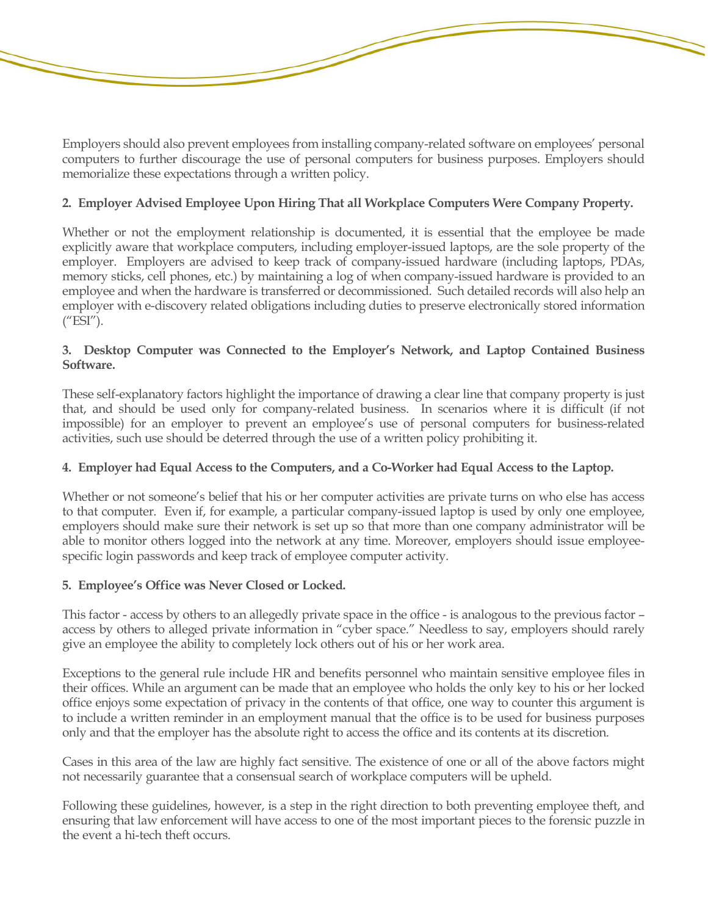Employers should also prevent employees from installing company-related software on employees' personal computers to further discourage the use of personal computers for business purposes. Employers should memorialize these expectations through a written policy.

**2. Employer Advised Employee Upon Hiring That all Workplace Computers Were Company Property.**

Whether or not the employment relationship is documented, it is essential that the employee be made explicitly aware that workplace computers, including employer-issued laptops, are the sole property of the employer. Employers are advised to keep track of company-issued hardware (including laptops, PDAs, memory sticks, cell phones, etc.) by maintaining a log of when company-issued hardware is provided to an employee and when the hardware is transferred or decommissioned. Such detailed records will also help an employer with e-discovery related obligations including duties to preserve electronically stored information ("ESI").

**3. Desktop Computer was Connected to the Employer's Network, and Laptop Contained Business Software.**

These self-explanatory factors highlight the importance of drawing a clear line that company property is just that, and should be used only for company-related business. In scenarios where it is difficult (if not impossible) for an employer to prevent an employee's use of personal computers for business-related activities, such use should be deterred through the use of a written policy prohibiting it.

**4. Employer had Equal Access to the Computers, and a Co-Worker had Equal Access to the Laptop.**

Whether or not someone's belief that his or her computer activities are private turns on who else has access to that computer. Even if, for example, a particular company-issued laptop is used by only one employee, employers should make sure their network is set up so that more than one company administrator will be able to monitor others logged into the network at any time. Moreover, employers should issue employee-specific login passwords and keep track of employee computer activity.

**5. Employee's Office was Never Closed or Locked.**

This factor - access by others to an allegedly private space in the office - is analogous to the previous factor – access by others to alleged private information in "cyber space." Needless to say, employers should rarely give an employee the ability to completely lock others out of his or her work area.

Exceptions to the general rule include HR and benefits personnel who maintain sensitive employee files in their offices. While an argument can be made that an employee who holds the only key to his or her locked office enjoys some expectation of privacy in the contents of that office, one way to counter this argument is to include a written reminder in an employment manual that the office is to be used for business purposes only and that the employer has the absolute right to access the office and its contents at its discretion.

Cases in this area of the law are highly fact sensitive. The existence of one or all of the above factors might not necessarily guarantee that a consensual search of workplace computers will be upheld.

Following these guidelines, however, is a step in the right direction to both preventing employee theft, and ensuring that law enforcement will have access to one of the most important pieces to the forensic puzzle in the event a hi-tech theft occurs.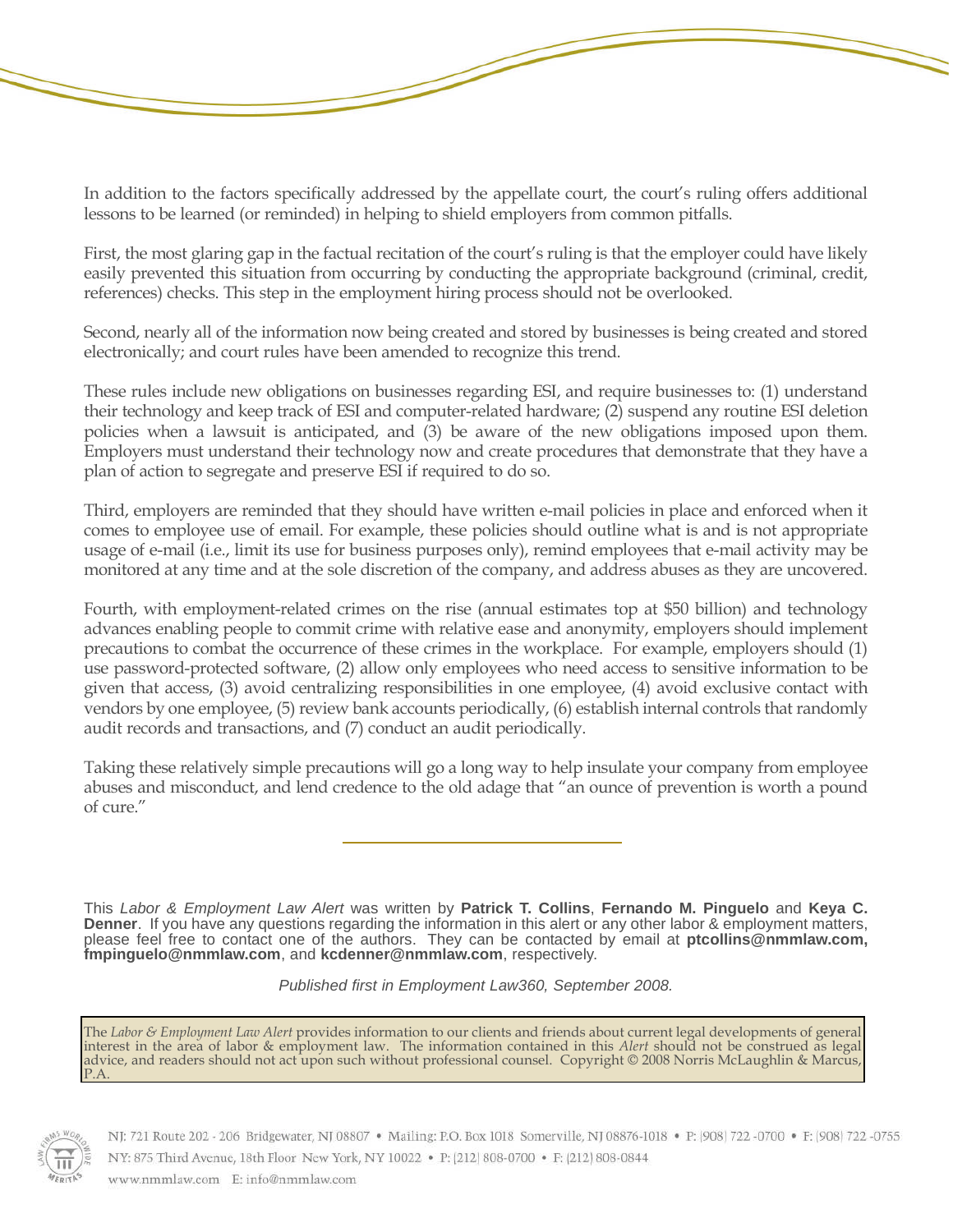In addition to the factors specifically addressed by the appellate court, the court's ruling offers additional lessons to be learned (or reminded) in helping to shield employers from common pitfalls.

First, the most glaring gap in the factual recitation of the court's ruling is that the employer could have likely easily prevented this situation from occurring by conducting the appropriate background (criminal, credit, references) checks. This step in the employment hiring process should not be overlooked.

Second, nearly all of the information now being created and stored by businesses is being created and stored electronically; and court rules have been amended to recognize this trend.

These rules include new obligations on businesses regarding ESI, and require businesses to: (1) understand their technology and keep track of ESI and computer-related hardware; (2) suspend any routine ESI deletion policies when a lawsuit is anticipated, and (3) be aware of the new obligations imposed upon them. Employers must understand their technology now and create procedures that demonstrate that they have a plan of action to segregate and preserve ESI if required to do so.

Third, employers are reminded that they should have written e-mail policies in place and enforced when it comes to employee use of email. For example, these policies should outline what is and is not appropriate usage of e-mail (i.e., limit its use for business purposes only), remind employees that e-mail activity may be monitored at any time and at the sole discretion of the company, and address abuses as they are uncovered.

Fourth, with employment-related crimes on the rise (annual estimates top at $50 billion) and technology advances enabling people to commit crime with relative ease and anonymity, employers should implement precautions to combat the occurrence of these crimes in the workplace. For example, employers should (1) use password-protected software, (2) allow only employees who need access to sensitive information to be given that access, (3) avoid centralizing responsibilities in one employee, (4) avoid exclusive contact with vendors by one employee, (5) review bank accounts periodically, (6) establish internal controls that randomly audit records and transactions, and (7) conduct an audit periodically.

Taking these relatively simple precautions will go a long way to help insulate your company from employee abuses and misconduct, and lend credence to the old adage that "an ounce of prevention is worth a pound of cure."

---

This *Labor & Employment Law Alert* was written by **Patrick T. Collins**, **Fernando M. Pinguelo** and **Keya C. Denner**. If you have any questions regarding the information in this alert or any other labor & employment matters, please feel free to contact one of the authors. They can be contacted by email at **ptcollins@nmmlaw.com, fmpinguelo@nmmlaw.com**, and **kcdenner@nmmlaw.com**, respectively.

*Published first in Employment Law360, September 2008.*

The *Labor & Employment Law Alert* provides information to our clients and friends about current legal developments of general interest in the area of labor & employment law. The information contained in this *Alert* should not be construed as legal advice, and readers should not act upon such without professional counsel. Copyright © 2008 Norris McLaughlin & Marcus, P.A.

NJ: 721 Route 202 - 206 Bridgewater, NJ 08807 • Mailing: P.O. Box 1018 Somerville, NJ 08876-1018 • P: (908) 722 -0700 • F: (908) 722 -0755
NY: 875 Third Avenue, 18th Floor New York, NY 10022 • P: (212) 808-0700 • F: (212) 808-0844
www.nmmlaw.com E: info@nmmlaw.com